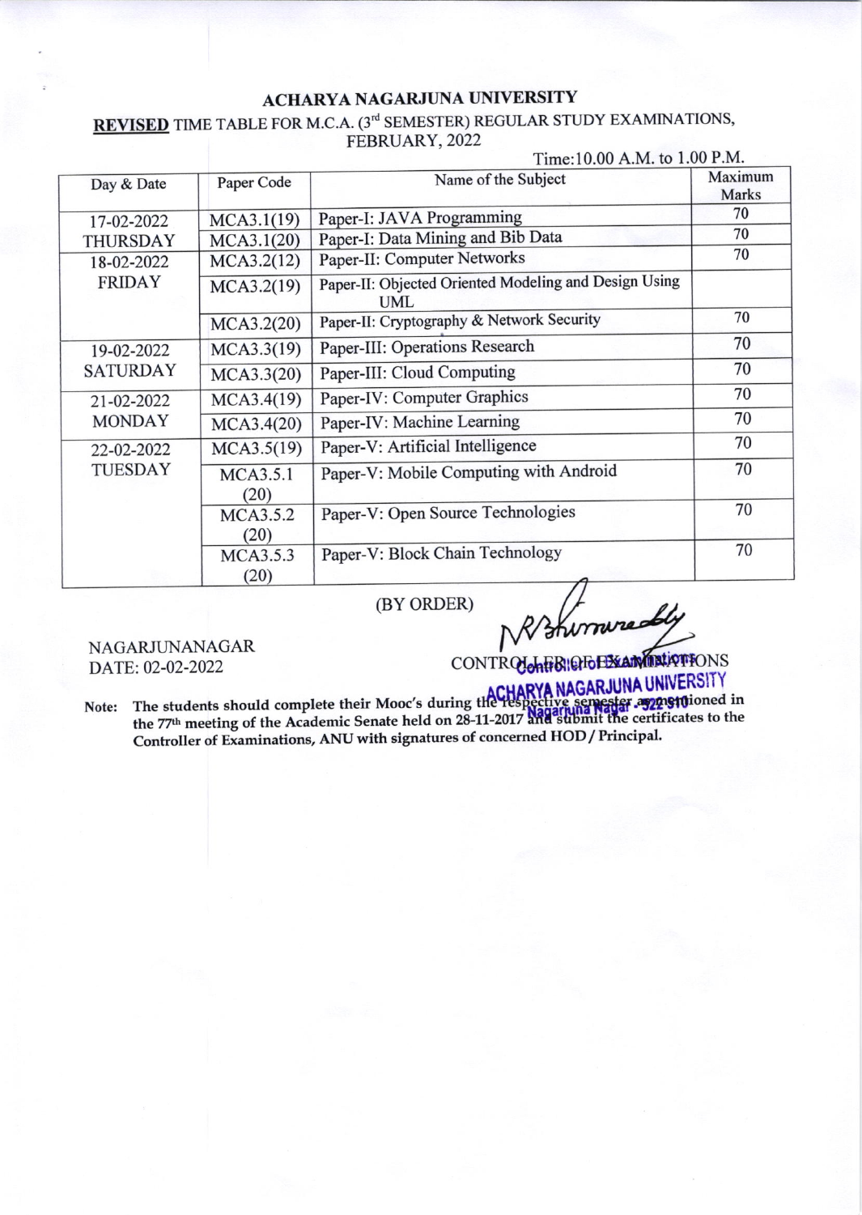# ACHARYA NAGARJUNA UNIVERSITY

## **REVISED** TIME TABLE FOR M.C.A. (3rd SEMESTER) REGULAR STUDY EXAMINATIONS, FEBRUARY, 2022

Time:10.00 A.M. to 1.00 P.M.

| Day & Date | Paper Code | Name of the Subject | Maximum Marks |
|---|---|---|---|
| 17-02-2022 THURSDAY | MCA3.1(19) | Paper-I: JAVA Programming | 70 |
| | MCA3.1(20) | Paper-I: Data Mining and Bib Data | 70 |
| 18-02-2022 FRIDAY | MCA3.2(12) | Paper-II: Computer Networks | 70 |
| | MCA3.2(19) | Paper-II: Objected Oriented Modeling and Design Using UML | |
| | MCA3.2(20) | Paper-II: Cryptography & Network Security | 70 |
| 19-02-2022 SATURDAY | MCA3.3(19) | Paper-III: Operations Research | 70 |
| | MCA3.3(20) | Paper-III: Cloud Computing | 70 |
| 21-02-2022 MONDAY | MCA3.4(19) | Paper-IV: Computer Graphics | 70 |
| | MCA3.4(20) | Paper-IV: Machine Learning | 70 |
| 22-02-2022 TUESDAY | MCA3.5(19) | Paper-V: Artificial Intelligence | 70 |
| | MCA3.5.1 (20) | Paper-V: Mobile Computing with Android | 70 |
| | MCA3.5.2 (20) | Paper-V: Open Source Technologies | 70 |
| | MCA3.5.3 (20) | Paper-V: Block Chain Technology | 70 |

(BY ORDER)

NAGARJUNANAGAR
DATE: 02-02-2022

CONTROLLER OF EXAMINATIONS

Controller of Examinations
ACHARYA NAGARJUNA UNIVERSITY
Nagarjuna Nagar - 522 510

**Note: The students should complete their Mooc's during the respective semester as mentioned in the 77th meeting of the Academic Senate held on 28-11-2017 and submit the certificates to the Controller of Examinations, ANU with signatures of concerned HOD / Principal.**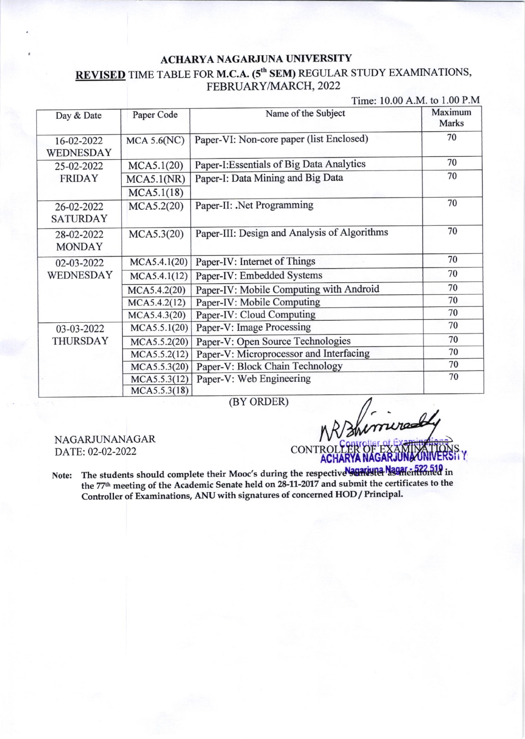# ACHARYA NAGARJUNA UNIVERSITY

## **REVISED** TIME TABLE FOR M.C.A. (5th SEM) REGULAR STUDY EXAMINATIONS, FEBRUARY/MARCH, 2022

Time: 10.00 A.M. to 1.00 P.M

| Day & Date | Paper Code | Name of the Subject | Maximum Marks |
|---|---|---|---|
| 16-02-2022 WEDNESDAY | MCA 5.6(NC) | Paper-VI: Non-core paper (list Enclosed) | 70 |
| 25-02-2022 FRIDAY | MCA5.1(20) | Paper-I:Essentials of Big Data Analytics | 70 |
| | MCA5.1(NR) MCA5.1(18) | Paper-I: Data Mining and Big Data | 70 |
| 26-02-2022 SATURDAY | MCA5.2(20) | Paper-II: .Net Programming | 70 |
| 28-02-2022 MONDAY | MCA5.3(20) | Paper-III: Design and Analysis of Algorithms | 70 |
| 02-03-2022 WEDNESDAY | MCA5.4.1(20) | Paper-IV: Internet of Things | 70 |
| | MCA5.4.1(12) | Paper-IV: Embedded Systems | 70 |
| | MCA5.4.2(20) | Paper-IV: Mobile Computing with Android | 70 |
| | MCA5.4.2(12) | Paper-IV: Mobile Computing | 70 |
| | MCA5.4.3(20) | Paper-IV: Cloud Computing | 70 |
| 03-03-2022 THURSDAY | MCA5.5.1(20) | Paper-V: Image Processing | 70 |
| | MCA5.5.2(20) | Paper-V: Open Source Technologies | 70 |
| | MCA5.5.2(12) | Paper-V: Microprocessor and Interfacing | 70 |
| | MCA5.5.3(20) | Paper-V: Block Chain Technology | 70 |
| | MCA5.5.3(12) MCA5.5.3(18) | Paper-V: Web Engineering | 70 |

(BY ORDER)

NAGARJUNANAGAR
DATE: 02-02-2022

CONTROLLER OF EXAMINATIONS

**Note: The students should complete their Mooc's during the respective semester as mentioned in the 77th meeting of the Academic Senate held on 28-11-2017 and submit the certificates to the Controller of Examinations, ANU with signatures of concerned HOD / Principal.**